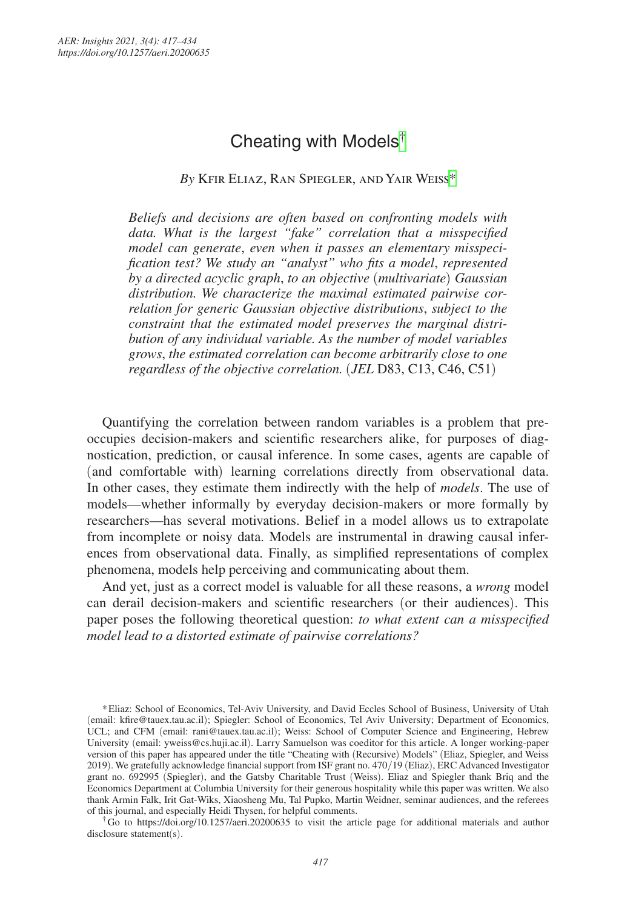# Cheating with Models[†]

*By* Kfir Eliaz, Ran Spiegler, and Yair Weiss[*]

*Beliefs and decisions are often based on confronting models with data. What is the largest "fake" correlation that a misspecified model can generate, even when it passes an elementary misspecification test? We study an "analyst" who fits a model, represented by a directed acyclic graph, to an objective (multivariate) Gaussian distribution. We characterize the maximal estimated pairwise correlation for generic Gaussian objective distributions, subject to the constraint that the estimated model preserves the marginal distribution of any individual variable. As the number of model variables grows, the estimated correlation can become arbitrarily close to one regardless of the objective correlation.* (*JEL* D83, C13, C46, C51)

Quantifying the correlation between random variables is a problem that preoccupies decision-makers and scientific researchers alike, for purposes of diagnostication, prediction, or causal inference. In some cases, agents are capable of (and comfortable with) learning correlations directly from observational data. In other cases, they estimate them indirectly with the help of *models*. The use of models—whether informally by everyday decision-makers or more formally by researchers—has several motivations. Belief in a model allows us to extrapolate from incomplete or noisy data. Models are instrumental in drawing causal inferences from observational data. Finally, as simplified representations of complex phenomena, models help perceiving and communicating about them.

And yet, just as a correct model is valuable for all these reasons, a *wrong* model can derail decision-makers and scientific researchers (or their audiences). This paper poses the following theoretical question: *to what extent can a misspecified model lead to a distorted estimate of pairwise correlations?*

[*] Eliaz: School of Economics, Tel-Aviv University, and David Eccles School of Business, University of Utah (email: kfire@tauex.tau.ac.il); Spiegler: School of Economics, Tel Aviv University; Department of Economics, UCL; and CFM (email: rani@tauex.tau.ac.il); Weiss: School of Computer Science and Engineering, Hebrew University (email: yweiss@cs.huji.ac.il). Larry Samuelson was coeditor for this article. A longer working-paper version of this paper has appeared under the title "Cheating with (Recursive) Models" (Eliaz, Spiegler, and Weiss 2019). We gratefully acknowledge financial support from ISF grant no. 470/19 (Eliaz), ERC Advanced Investigator grant no. 692995 (Spiegler), and the Gatsby Charitable Trust (Weiss). Eliaz and Spiegler thank Briq and the Economics Department at Columbia University for their generous hospitality while this paper was written. We also thank Armin Falk, Irit Gat-Wiks, Xiaosheng Mu, Tal Pupko, Martin Weidner, seminar audiences, and the referees of this journal, and especially Heidi Thysen, for helpful comments.

[†] Go to https://doi.org/10.1257/aeri.20200635 to visit the article page for additional materials and author disclosure statement(s).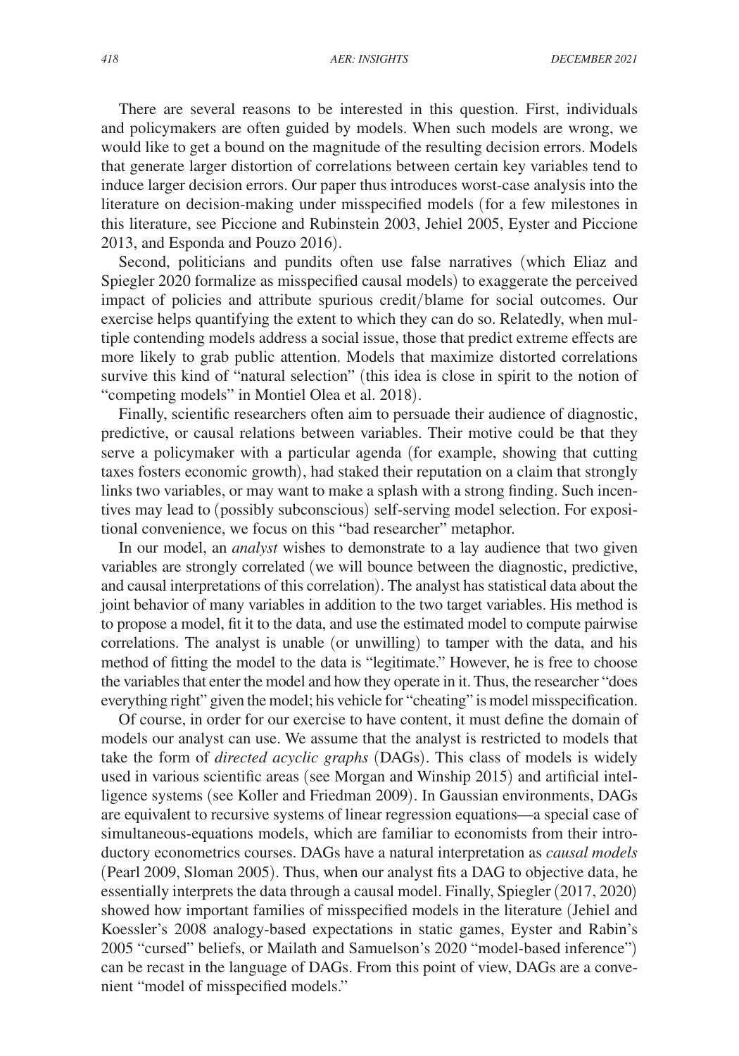There are several reasons to be interested in this question. First, individuals and policymakers are often guided by models. When such models are wrong, we would like to get a bound on the magnitude of the resulting decision errors. Models that generate larger distortion of correlations between certain key variables tend to induce larger decision errors. Our paper thus introduces worst-case analysis into the literature on decision-making under misspecified models (for a few milestones in this literature, see Piccione and Rubinstein 2003, Jehiel 2005, Eyster and Piccione 2013, and Esponda and Pouzo 2016).

Second, politicians and pundits often use false narratives (which Eliaz and Spiegler 2020 formalize as misspecified causal models) to exaggerate the perceived impact of policies and attribute spurious credit/blame for social outcomes. Our exercise helps quantifying the extent to which they can do so. Relatedly, when multiple contending models address a social issue, those that predict extreme effects are more likely to grab public attention. Models that maximize distorted correlations survive this kind of "natural selection" (this idea is close in spirit to the notion of "competing models" in Montiel Olea et al. 2018).

Finally, scientific researchers often aim to persuade their audience of diagnostic, predictive, or causal relations between variables. Their motive could be that they serve a policymaker with a particular agenda (for example, showing that cutting taxes fosters economic growth), had staked their reputation on a claim that strongly links two variables, or may want to make a splash with a strong finding. Such incentives may lead to (possibly subconscious) self-serving model selection. For expositional convenience, we focus on this "bad researcher" metaphor.

In our model, an *analyst* wishes to demonstrate to a lay audience that two given variables are strongly correlated (we will bounce between the diagnostic, predictive, and causal interpretations of this correlation). The analyst has statistical data about the joint behavior of many variables in addition to the two target variables. His method is to propose a model, fit it to the data, and use the estimated model to compute pairwise correlations. The analyst is unable (or unwilling) to tamper with the data, and his method of fitting the model to the data is "legitimate." However, he is free to choose the variables that enter the model and how they operate in it. Thus, the researcher "does everything right" given the model; his vehicle for "cheating" is model misspecification.

Of course, in order for our exercise to have content, it must define the domain of models our analyst can use. We assume that the analyst is restricted to models that take the form of *directed acyclic graphs* (DAGs). This class of models is widely used in various scientific areas (see Morgan and Winship 2015) and artificial intelligence systems (see Koller and Friedman 2009). In Gaussian environments, DAGs are equivalent to recursive systems of linear regression equations—a special case of simultaneous-equations models, which are familiar to economists from their introductory econometrics courses. DAGs have a natural interpretation as *causal models* (Pearl 2009, Sloman 2005). Thus, when our analyst fits a DAG to objective data, he essentially interprets the data through a causal model. Finally, Spiegler (2017, 2020) showed how important families of misspecified models in the literature (Jehiel and Koessler's 2008 analogy-based expectations in static games, Eyster and Rabin's 2005 "cursed" beliefs, or Mailath and Samuelson's 2020 "model-based inference") can be recast in the language of DAGs. From this point of view, DAGs are a convenient "model of misspecified models."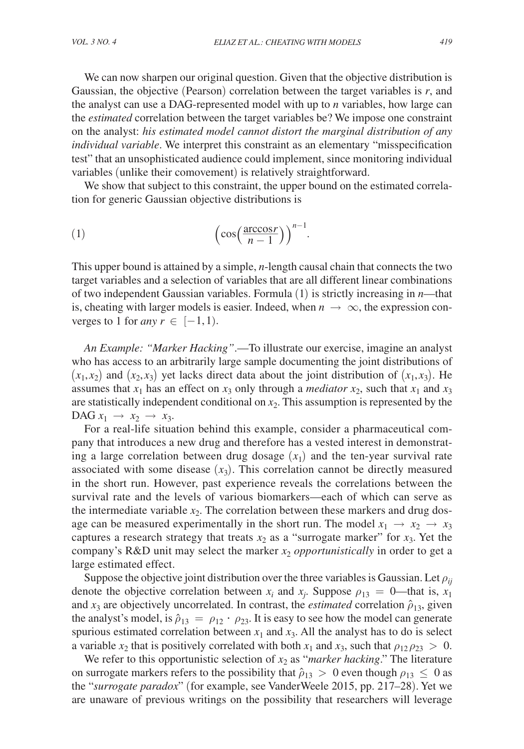We can now sharpen our original question. Given that the objective distribution is Gaussian, the objective (Pearson) correlation between the target variables is $r$, and the analyst can use a DAG-represented model with up to $n$ variables, how large can the *estimated* correlation between the target variables be? We impose one constraint on the analyst: *his estimated model cannot distort the marginal distribution of any individual variable*. We interpret this constraint as an elementary "misspecification test" that an unsophisticated audience could implement, since monitoring individual variables (unlike their comovement) is relatively straightforward.

We show that subject to this constraint, the upper bound on the estimated correlation for generic Gaussian objective distributions is

$$\left(\cos\left(\frac{\arccos r}{n-1}\right)\right)^{n-1}. \tag{1}$$

This upper bound is attained by a simple, $n$-length causal chain that connects the two target variables and a selection of variables that are all different linear combinations of two independent Gaussian variables. Formula (1) is strictly increasing in $n$—that is, cheating with larger models is easier. Indeed, when $n \to \infty$, the expression converges to 1 for *any* $r \in [-1, 1)$.

*An Example: "Marker Hacking"*.—To illustrate our exercise, imagine an analyst who has access to an arbitrarily large sample documenting the joint distributions of $(x_1, x_2)$ and $(x_2, x_3)$ yet lacks direct data about the joint distribution of $(x_1, x_3)$. He assumes that $x_1$ has an effect on $x_3$ only through a *mediator* $x_2$, such that $x_1$ and $x_3$ are statistically independent conditional on $x_2$. This assumption is represented by the DAG $x_1 \to x_2 \to x_3$.

For a real-life situation behind this example, consider a pharmaceutical company that introduces a new drug and therefore has a vested interest in demonstrating a large correlation between drug dosage $(x_1)$ and the ten-year survival rate associated with some disease $(x_3)$. This correlation cannot be directly measured in the short run. However, past experience reveals the correlations between the survival rate and the levels of various biomarkers—each of which can serve as the intermediate variable $x_2$. The correlation between these markers and drug dosage can be measured experimentally in the short run. The model $x_1 \to x_2 \to x_3$ captures a research strategy that treats $x_2$ as a "surrogate marker" for $x_3$. Yet the company's R&D unit may select the marker $x_2$ *opportunistically* in order to get a large estimated effect.

Suppose the objective joint distribution over the three variables is Gaussian. Let $\rho_{ij}$ denote the objective correlation between $x_i$ and $x_j$. Suppose $\rho_{13} = 0$—that is, $x_1$ and $x_3$ are objectively uncorrelated. In contrast, the *estimated* correlation $\hat{\rho}_{13}$, given the analyst's model, is $\hat{\rho}_{13} = \rho_{12} \cdot \rho_{23}$. It is easy to see how the model can generate spurious estimated correlation between $x_1$ and $x_3$. All the analyst has to do is select a variable $x_2$ that is positively correlated with both $x_1$ and $x_3$, such that $\rho_{12}\rho_{23} > 0$.

We refer to this opportunistic selection of $x_2$ as "*marker hacking*." The literature on surrogate markers refers to the possibility that $\hat{\rho}_{13} > 0$ even though $\rho_{13} \leq 0$ as the "*surrogate paradox*" (for example, see VanderWeele 2015, pp. 217–28). Yet we are unaware of previous writings on the possibility that researchers will leverage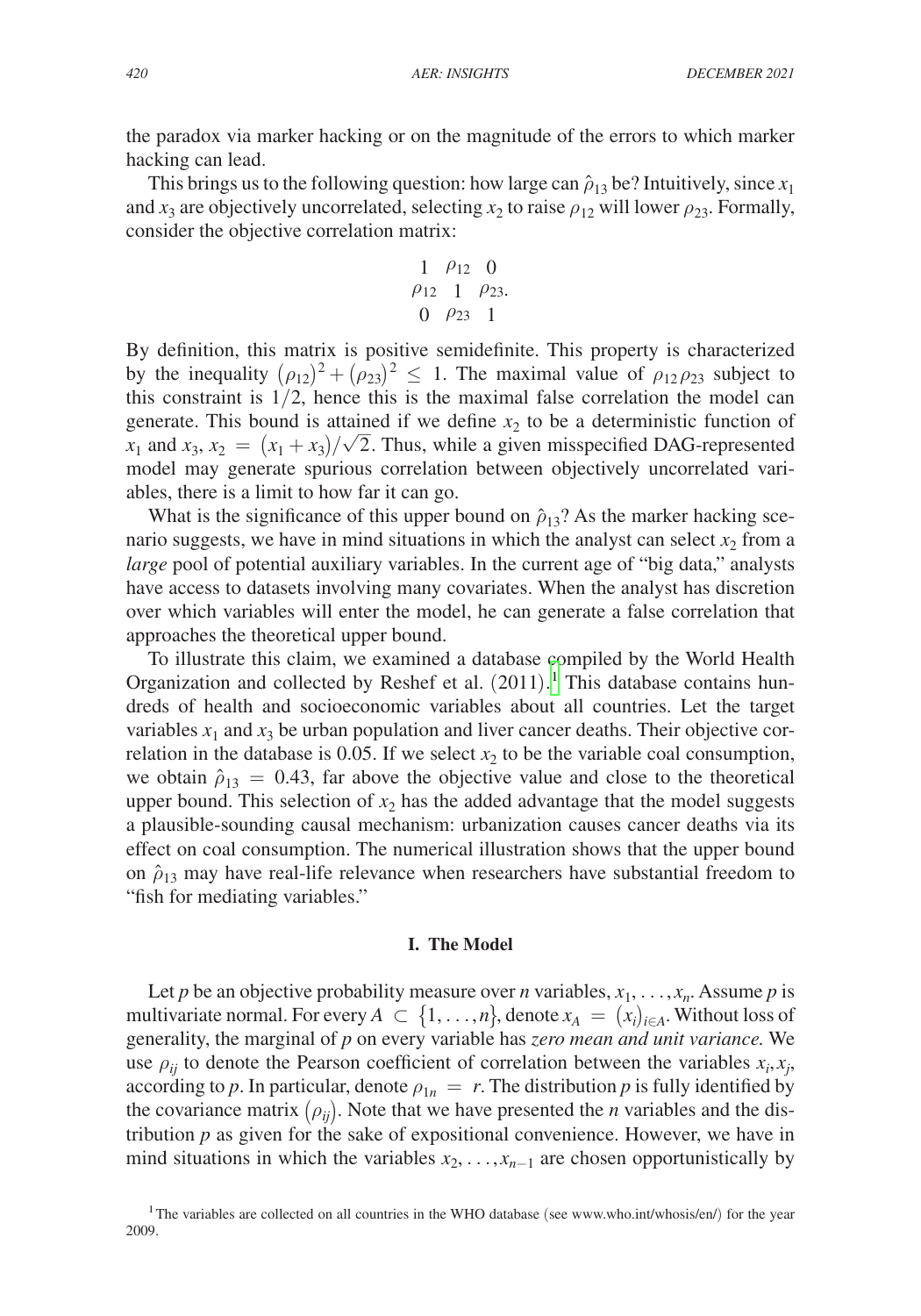the paradox via marker hacking or on the magnitude of the errors to which marker hacking can lead.

This brings us to the following question: how large can $\hat{\rho}_{13}$ be? Intuitively, since $x_1$ and $x_3$ are objectively uncorrelated, selecting $x_2$ to raise $\rho_{12}$ will lower $\rho_{23}$. Formally, consider the objective correlation matrix:

$$\begin{matrix} 1 & \rho_{12} & 0 \\ \rho_{12} & 1 & \rho_{23}. \\ 0 & \rho_{23} & 1 \end{matrix}$$

By definition, this matrix is positive semidefinite. This property is characterized by the inequality $(\rho_{12})^2 + (\rho_{23})^2 \leq 1$. The maximal value of $\rho_{12}\rho_{23}$ subject to this constraint is $1/2$, hence this is the maximal false correlation the model can generate. This bound is attained if we define $x_2$ to be a deterministic function of $x_1$ and $x_3$, $x_2 = (x_1 + x_3)/\sqrt{2}$. Thus, while a given misspecified DAG-represented model may generate spurious correlation between objectively uncorrelated variables, there is a limit to how far it can go.

What is the significance of this upper bound on $\hat{\rho}_{13}$? As the marker hacking scenario suggests, we have in mind situations in which the analyst can select $x_2$ from a *large* pool of potential auxiliary variables. In the current age of "big data," analysts have access to datasets involving many covariates. When the analyst has discretion over which variables will enter the model, he can generate a false correlation that approaches the theoretical upper bound.

To illustrate this claim, we examined a database compiled by the World Health Organization and collected by Reshef et al. (2011).[1] This database contains hundreds of health and socioeconomic variables about all countries. Let the target variables $x_1$ and $x_3$ be urban population and liver cancer deaths. Their objective correlation in the database is 0.05. If we select $x_2$ to be the variable coal consumption, we obtain $\hat{\rho}_{13} = 0.43$, far above the objective value and close to the theoretical upper bound. This selection of $x_2$ has the added advantage that the model suggests a plausible-sounding causal mechanism: urbanization causes cancer deaths via its effect on coal consumption. The numerical illustration shows that the upper bound on $\hat{\rho}_{13}$ may have real-life relevance when researchers have substantial freedom to "fish for mediating variables."

## I. The Model

Let $p$ be an objective probability measure over $n$ variables, $x_1, \ldots, x_n$. Assume $p$ is multivariate normal. For every $A \subset \{1, \ldots, n\}$, denote $x_A = (x_i)_{i \in A}$. Without loss of generality, the marginal of $p$ on every variable has *zero mean and unit variance.* We use $\rho_{ij}$ to denote the Pearson coefficient of correlation between the variables $x_i, x_j$, according to $p$. In particular, denote $\rho_{1n} = r$. The distribution $p$ is fully identified by the covariance matrix $(\rho_{ij})$. Note that we have presented the $n$ variables and the distribution $p$ as given for the sake of expositional convenience. However, we have in mind situations in which the variables $x_2, \ldots, x_{n-1}$ are chosen opportunistically by

[1] The variables are collected on all countries in the WHO database (see www.who.int/whosis/en/) for the year 2009.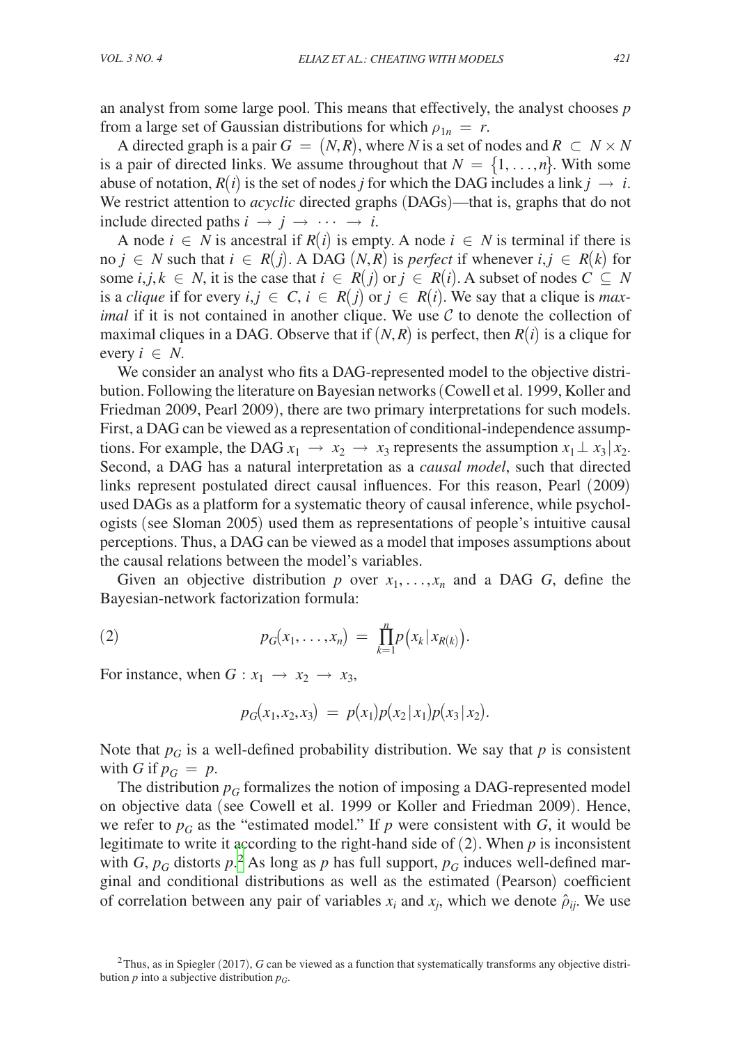an analyst from some large pool. This means that effectively, the analyst chooses $p$ from a large set of Gaussian distributions for which $\rho_{1n} = r$.

A directed graph is a pair $G = (N, R)$, where $N$ is a set of nodes and $R \subset N \times N$ is a pair of directed links. We assume throughout that $N = \{1, \ldots, n\}$. With some abuse of notation, $R(i)$ is the set of nodes $j$ for which the DAG includes a link $j \to i$. We restrict attention to *acyclic* directed graphs (DAGs)—that is, graphs that do not include directed paths $i \to j \to \cdots \to i$.

A node $i \in N$ is ancestral if $R(i)$ is empty. A node $i \in N$ is terminal if there is no $j \in N$ such that $i \in R(j)$. A DAG $(N, R)$ is *perfect* if whenever $i, j \in R(k)$ for some $i, j, k \in N$, it is the case that $i \in R(j)$ or $j \in R(i)$. A subset of nodes $C \subseteq N$ is a *clique* if for every $i, j \in C$, $i \in R(j)$ or $j \in R(i)$. We say that a clique is *maximal* if it is not contained in another clique. We use $\mathcal{C}$ to denote the collection of maximal cliques in a DAG. Observe that if $(N, R)$ is perfect, then $R(i)$ is a clique for every $i \in N$.

We consider an analyst who fits a DAG-represented model to the objective distribution. Following the literature on Bayesian networks (Cowell et al. 1999, Koller and Friedman 2009, Pearl 2009), there are two primary interpretations for such models. First, a DAG can be viewed as a representation of conditional-independence assumptions. For example, the DAG $x_1 \to x_2 \to x_3$ represents the assumption $x_1 \perp x_3 \mid x_2$. Second, a DAG has a natural interpretation as a *causal model*, such that directed links represent postulated direct causal influences. For this reason, Pearl (2009) used DAGs as a platform for a systematic theory of causal inference, while psychologists (see Sloman 2005) used them as representations of people's intuitive causal perceptions. Thus, a DAG can be viewed as a model that imposes assumptions about the causal relations between the model's variables.

Given an objective distribution $p$ over $x_1, \ldots, x_n$ and a DAG $G$, define the Bayesian-network factorization formula:

$$p_G(x_1, \ldots, x_n) = \prod_{k=1}^{n} p\left(x_k \mid x_{R(k)}\right). \tag{2}$$

For instance, when $G : x_1 \to x_2 \to x_3$,

$$p_G(x_1, x_2, x_3) = p(x_1)p(x_2 \mid x_1)p(x_3 \mid x_2).$$

Note that $p_G$ is a well-defined probability distribution. We say that $p$ is consistent with $G$ if $p_G = p$.

The distribution $p_G$ formalizes the notion of imposing a DAG-represented model on objective data (see Cowell et al. 1999 or Koller and Friedman 2009). Hence, we refer to $p_G$ as the "estimated model." If $p$ were consistent with $G$, it would be legitimate to write it according to the right-hand side of (2). When $p$ is inconsistent with $G$, $p_G$ distorts $p$.[2] As long as $p$ has full support, $p_G$ induces well-defined marginal and conditional distributions as well as the estimated (Pearson) coefficient of correlation between any pair of variables $x_i$ and $x_j$, which we denote $\hat{\rho}_{ij}$. We use

[2] Thus, as in Spiegler (2017), $G$ can be viewed as a function that systematically transforms any objective distribution $p$ into a subjective distribution $p_G$.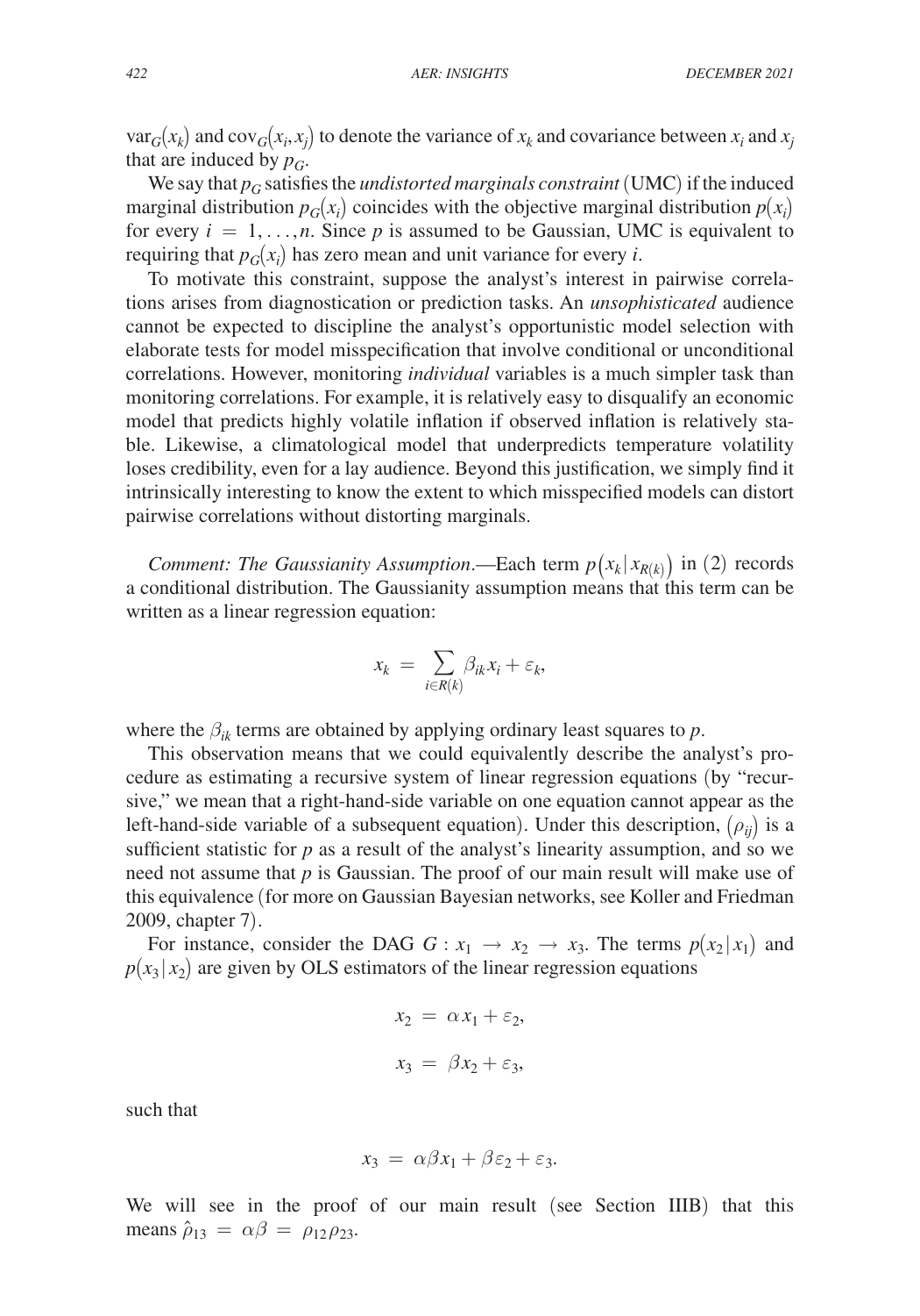$\text{var}_G(x_k)$ and $\text{cov}_G(x_i, x_j)$ to denote the variance of $x_k$ and covariance between $x_i$ and $x_j$ that are induced by $p_G$.

We say that $p_G$ satisfies the *undistorted marginals constraint* (UMC) if the induced marginal distribution $p_G(x_i)$ coincides with the objective marginal distribution $p(x_i)$ for every $i = 1, \ldots, n$. Since $p$ is assumed to be Gaussian, UMC is equivalent to requiring that $p_G(x_i)$ has zero mean and unit variance for every $i$.

To motivate this constraint, suppose the analyst's interest in pairwise correlations arises from diagnostication or prediction tasks. An *unsophisticated* audience cannot be expected to discipline the analyst's opportunistic model selection with elaborate tests for model misspecification that involve conditional or unconditional correlations. However, monitoring *individual* variables is a much simpler task than monitoring correlations. For example, it is relatively easy to disqualify an economic model that predicts highly volatile inflation if observed inflation is relatively stable. Likewise, a climatological model that underpredicts temperature volatility loses credibility, even for a lay audience. Beyond this justification, we simply find it intrinsically interesting to know the extent to which misspecified models can distort pairwise correlations without distorting marginals.

*Comment: The Gaussianity Assumption*.—Each term $p(x_k \mid x_{R(k)})$ in (2) records a conditional distribution. The Gaussianity assumption means that this term can be written as a linear regression equation:

$$x_k = \sum_{i \in R(k)} \beta_{ik} x_i + \varepsilon_k,$$

where the $\beta_{ik}$ terms are obtained by applying ordinary least squares to $p$.

This observation means that we could equivalently describe the analyst's procedure as estimating a recursive system of linear regression equations (by "recursive," we mean that a right-hand-side variable on one equation cannot appear as the left-hand-side variable of a subsequent equation). Under this description, $(\rho_{ij})$ is a sufficient statistic for $p$ as a result of the analyst's linearity assumption, and so we need not assume that $p$ is Gaussian. The proof of our main result will make use of this equivalence (for more on Gaussian Bayesian networks, see Koller and Friedman 2009, chapter 7).

For instance, consider the DAG $G : x_1 \rightarrow x_2 \rightarrow x_3$. The terms $p(x_2 \mid x_1)$ and $p(x_3 \mid x_2)$ are given by OLS estimators of the linear regression equations

$$x_2 = \alpha x_1 + \varepsilon_2,$$

$$x_3 = \beta x_2 + \varepsilon_3,$$

such that

$$x_3 = \alpha\beta x_1 + \beta\varepsilon_2 + \varepsilon_3.$$

We will see in the proof of our main result (see Section IIIB) that this means $\hat{\rho}_{13} = \alpha\beta = \rho_{12}\rho_{23}$.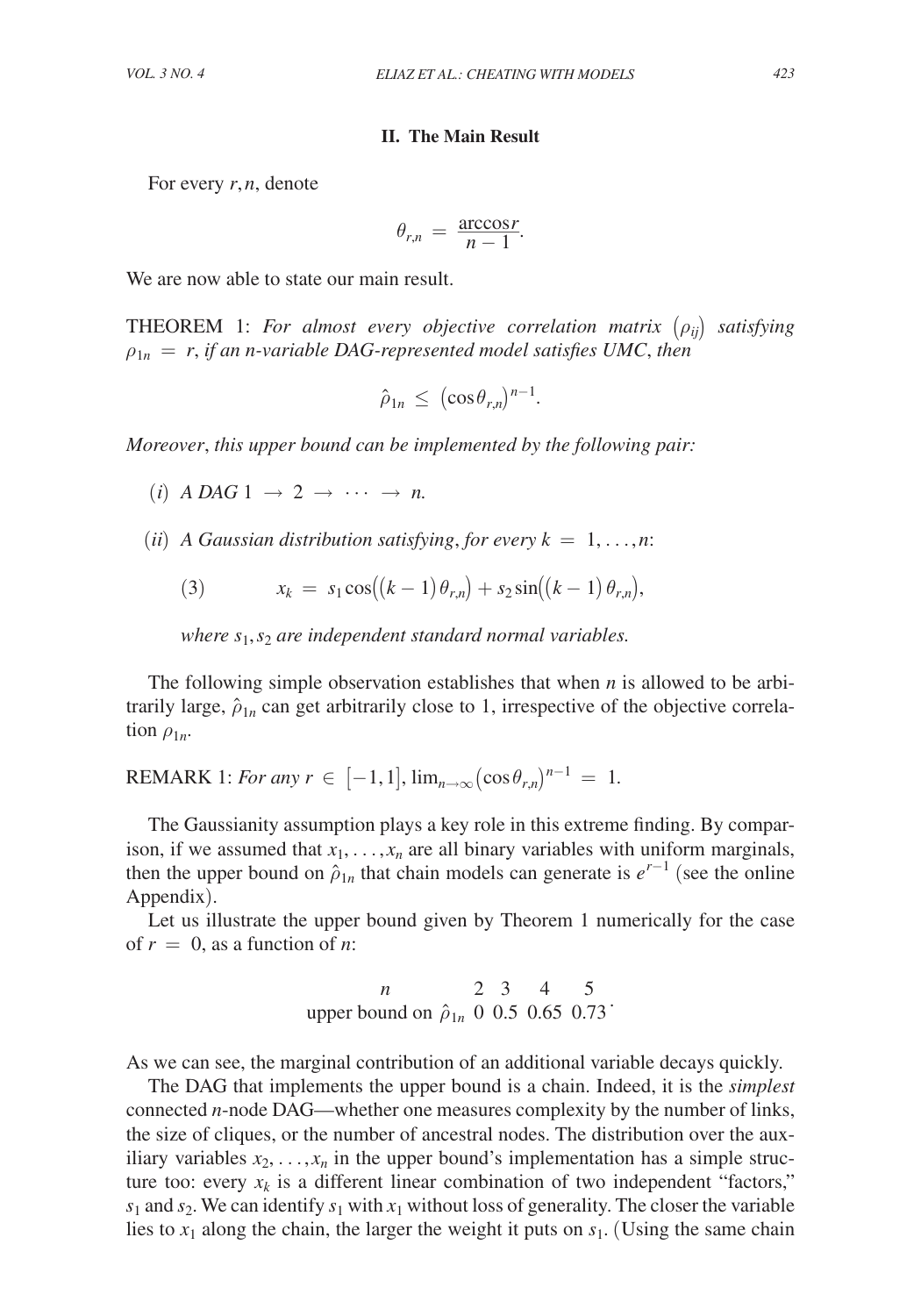## II. The Main Result

For every $r, n$, denote

$$\theta_{r,n} = \frac{\arccos r}{n-1}.$$

We are now able to state our main result.

THEOREM 1: *For almost every objective correlation matrix* $(\rho_{ij})$ *satisfying* $\rho_{1n} = r$, *if an n-variable DAG-represented model satisfies UMC, then*

$$\hat{\rho}_{1n} \leq (\cos\theta_{r,n})^{n-1}.$$

*Moreover, this upper bound can be implemented by the following pair:*

(*i*) *A DAG* $1 \rightarrow 2 \rightarrow \cdots \rightarrow n$.

(*ii*) *A Gaussian distribution satisfying, for every* $k = 1, \ldots, n$:

$$x_k = s_1 \cos((k-1)\theta_{r,n}) + s_2 \sin((k-1)\theta_{r,n}), \tag{3}$$

*where* $s_1, s_2$ *are independent standard normal variables.*

The following simple observation establishes that when $n$ is allowed to be arbitrarily large, $\hat{\rho}_{1n}$ can get arbitrarily close to 1, irrespective of the objective correlation $\rho_{1n}$.

REMARK 1: *For any* $r \in [-1, 1]$, $\lim_{n\to\infty}(\cos\theta_{r,n})^{n-1} = 1$.

The Gaussianity assumption plays a key role in this extreme finding. By comparison, if we assumed that $x_1, \ldots, x_n$ are all binary variables with uniform marginals, then the upper bound on $\hat{\rho}_{1n}$ that chain models can generate is $e^{r-1}$ (see the online Appendix).

Let us illustrate the upper bound given by Theorem 1 numerically for the case of $r = 0$, as a function of $n$:

| $n$ | 2 | 3 | 4 | 5 |
|---|---|---|---|---|
| upper bound on $\hat{\rho}_{1n}$ | 0 | 0.5 | 0.65 | 0.73 |

As we can see, the marginal contribution of an additional variable decays quickly.

The DAG that implements the upper bound is a chain. Indeed, it is the *simplest* connected $n$-node DAG—whether one measures complexity by the number of links, the size of cliques, or the number of ancestral nodes. The distribution over the auxiliary variables $x_2, \ldots, x_n$ in the upper bound's implementation has a simple structure too: every $x_k$ is a different linear combination of two independent "factors," $s_1$ and $s_2$. We can identify $s_1$ with $x_1$ without loss of generality. The closer the variable lies to $x_1$ along the chain, the larger the weight it puts on $s_1$. (Using the same chain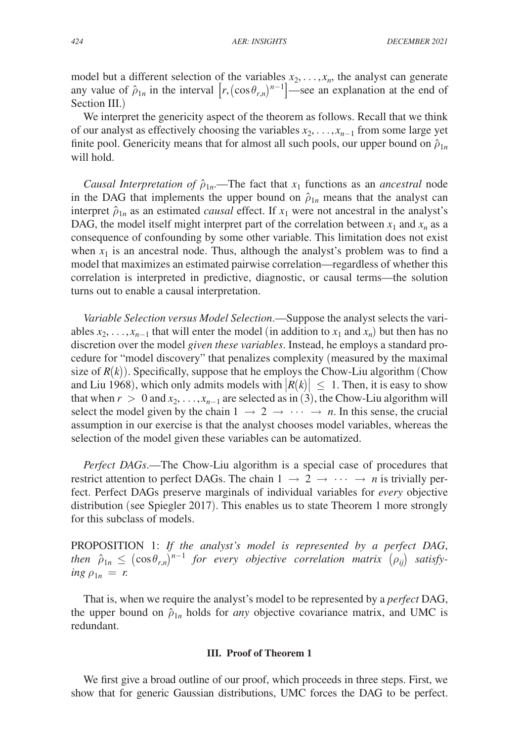model but a different selection of the variables $x_2, \ldots, x_n$, the analyst can generate any value of $\hat{\rho}_{1n}$ in the interval $\left[r, (\cos\theta_{r,n})^{n-1}\right]$—see an explanation at the end of Section III.)

We interpret the genericity aspect of the theorem as follows. Recall that we think of our analyst as effectively choosing the variables $x_2, \ldots, x_{n-1}$ from some large yet finite pool. Genericity means that for almost all such pools, our upper bound on $\hat{\rho}_{1n}$ will hold.

*Causal Interpretation of* $\hat{\rho}_{1n}$.—The fact that $x_1$ functions as an *ancestral* node in the DAG that implements the upper bound on $\hat{\rho}_{1n}$ means that the analyst can interpret $\hat{\rho}_{1n}$ as an estimated *causal* effect. If $x_1$ were not ancestral in the analyst's DAG, the model itself might interpret part of the correlation between $x_1$ and $x_n$ as a consequence of confounding by some other variable. This limitation does not exist when $x_1$ is an ancestral node. Thus, although the analyst's problem was to find a model that maximizes an estimated pairwise correlation—regardless of whether this correlation is interpreted in predictive, diagnostic, or causal terms—the solution turns out to enable a causal interpretation.

*Variable Selection versus Model Selection*.—Suppose the analyst selects the variables $x_2, \ldots, x_{n-1}$ that will enter the model (in addition to $x_1$ and $x_n$) but then has no discretion over the model *given these variables*. Instead, he employs a standard procedure for "model discovery" that penalizes complexity (measured by the maximal size of $R(k)$). Specifically, suppose that he employs the Chow-Liu algorithm (Chow and Liu 1968), which only admits models with $|R(k)| \leq 1$. Then, it is easy to show that when $r > 0$ and $x_2, \ldots, x_{n-1}$ are selected as in (3), the Chow-Liu algorithm will select the model given by the chain $1 \to 2 \to \cdots \to n$. In this sense, the crucial assumption in our exercise is that the analyst chooses model variables, whereas the selection of the model given these variables can be automatized.

*Perfect DAGs*.—The Chow-Liu algorithm is a special case of procedures that restrict attention to perfect DAGs. The chain $1 \to 2 \to \cdots \to n$ is trivially perfect. Perfect DAGs preserve marginals of individual variables for *every* objective distribution (see Spiegler 2017). This enables us to state Theorem 1 more strongly for this subclass of models.

PROPOSITION 1: *If the analyst's model is represented by a perfect DAG, then* $\hat{\rho}_{1n} \leq (\cos\theta_{r,n})^{n-1}$ *for every objective correlation matrix* $(\rho_{ij})$ *satisfying* $\rho_{1n} = r$.

That is, when we require the analyst's model to be represented by a *perfect* DAG, the upper bound on $\hat{\rho}_{1n}$ holds for *any* objective covariance matrix, and UMC is redundant.

## III. Proof of Theorem 1

We first give a broad outline of our proof, which proceeds in three steps. First, we show that for generic Gaussian distributions, UMC forces the DAG to be perfect.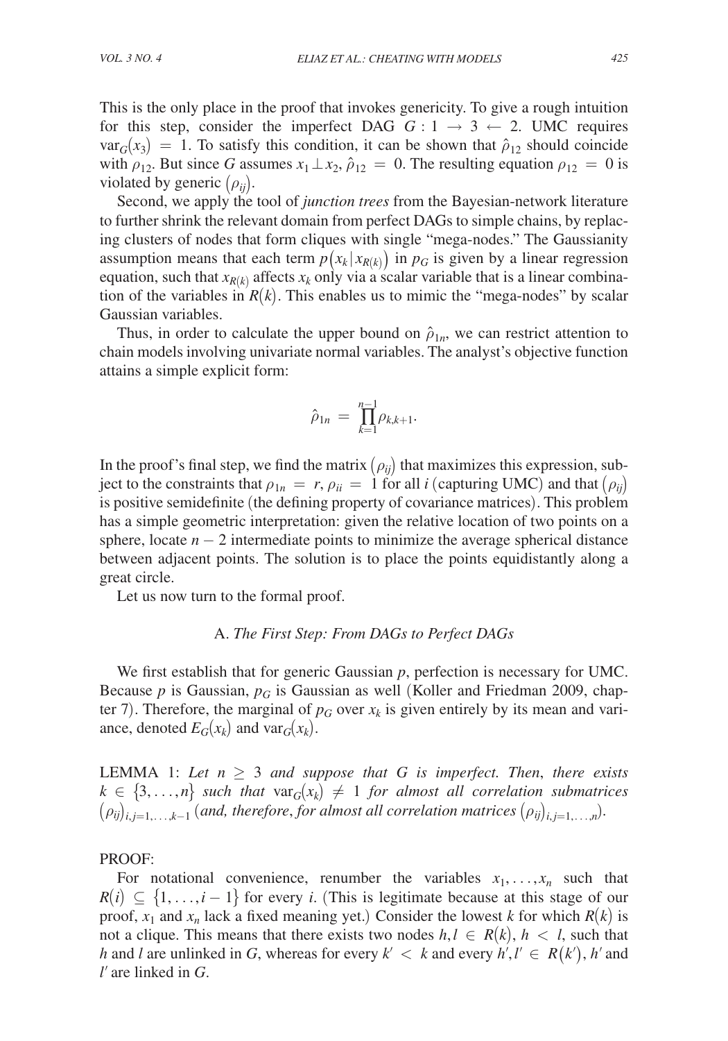This is the only place in the proof that invokes genericity. To give a rough intuition for this step, consider the imperfect DAG $G : 1 \rightarrow 3 \leftarrow 2$. UMC requires $\text{var}_G(x_3) = 1$. To satisfy this condition, it can be shown that $\hat{\rho}_{12}$ should coincide with $\rho_{12}$. But since $G$ assumes $x_1 \perp x_2$, $\hat{\rho}_{12} = 0$. The resulting equation $\rho_{12} = 0$ is violated by generic $(\rho_{ij})$.

Second, we apply the tool of *junction trees* from the Bayesian-network literature to further shrink the relevant domain from perfect DAGs to simple chains, by replacing clusters of nodes that form cliques with single "mega-nodes." The Gaussianity assumption means that each term $p(x_k \mid x_{R(k)})$ in $p_G$ is given by a linear regression equation, such that $x_{R(k)}$ affects $x_k$ only via a scalar variable that is a linear combination of the variables in $R(k)$. This enables us to mimic the "mega-nodes" by scalar Gaussian variables.

Thus, in order to calculate the upper bound on $\hat{\rho}_{1n}$, we can restrict attention to chain models involving univariate normal variables. The analyst's objective function attains a simple explicit form:

$$\hat{\rho}_{1n} = \prod_{k=1}^{n-1} \rho_{k,k+1}.$$

In the proof's final step, we find the matrix $(\rho_{ij})$ that maximizes this expression, subject to the constraints that $\rho_{1n} = r$, $\rho_{ii} = 1$ for all $i$ (capturing UMC) and that $(\rho_{ij})$ is positive semidefinite (the defining property of covariance matrices). This problem has a simple geometric interpretation: given the relative location of two points on a sphere, locate $n - 2$ intermediate points to minimize the average spherical distance between adjacent points. The solution is to place the points equidistantly along a great circle.

Let us now turn to the formal proof.

### A. *The First Step: From DAGs to Perfect DAGs*

We first establish that for generic Gaussian $p$, perfection is necessary for UMC. Because $p$ is Gaussian, $p_G$ is Gaussian as well (Koller and Friedman 2009, chapter 7). Therefore, the marginal of $p_G$ over $x_k$ is given entirely by its mean and variance, denoted $E_G(x_k)$ and $\text{var}_G(x_k)$.

LEMMA 1: *Let $n \geq 3$ and suppose that $G$ is imperfect. Then, there exists $k \in \{3, \ldots, n\}$ such that $\text{var}_G(x_k) \neq 1$ for almost all correlation submatrices $(\rho_{ij})_{i,j=1,\ldots,k-1}$ (and, therefore, for almost all correlation matrices $(\rho_{ij})_{i,j=1,\ldots,n}$).*

PROOF:

For notational convenience, renumber the variables $x_1, \ldots, x_n$ such that $R(i) \subseteq \{1, \ldots, i-1\}$ for every $i$. (This is legitimate because at this stage of our proof, $x_1$ and $x_n$ lack a fixed meaning yet.) Consider the lowest $k$ for which $R(k)$ is not a clique. This means that there exists two nodes $h, l \in R(k)$, $h < l$, such that $h$ and $l$ are unlinked in $G$, whereas for every $k' < k$ and every $h', l' \in R(k')$, $h'$ and $l'$ are linked in $G$.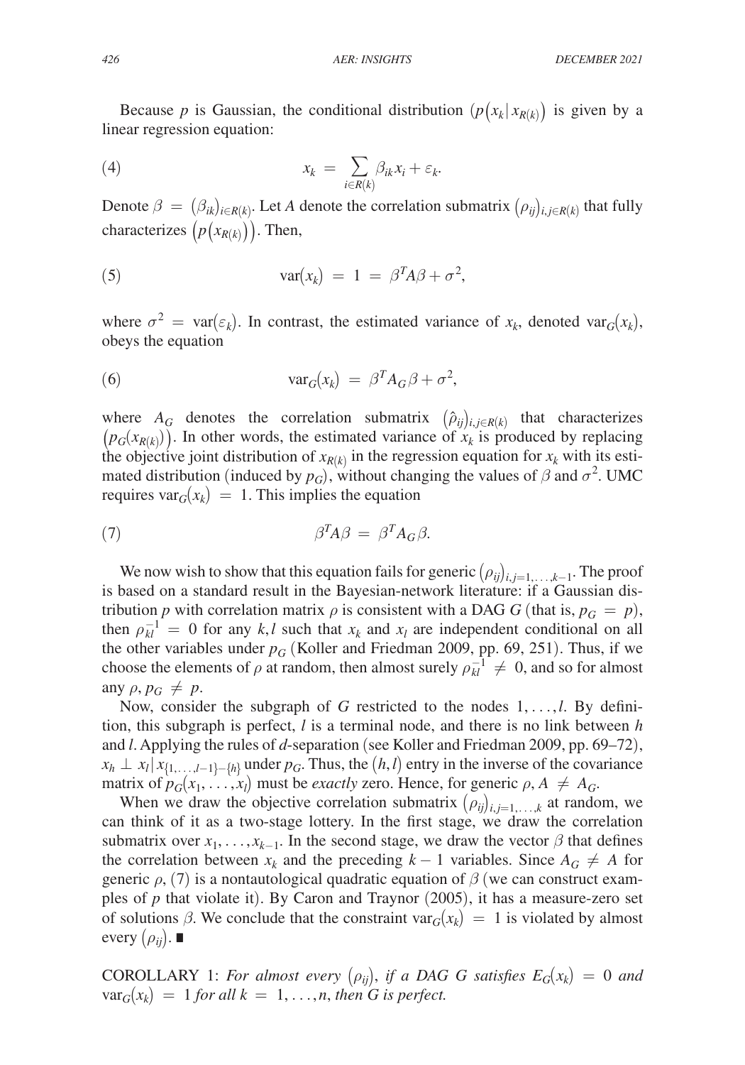Because $p$ is Gaussian, the conditional distribution $\left(p\left(x_k \mid x_{R(k)}\right)\right.$ is given by a linear regression equation:

$$
x_k = \sum_{i \in R(k)} \beta_{ik} x_i + \varepsilon_k. \tag{4}
$$

Denote $\beta = (\beta_{ik})_{i \in R(k)}$. Let $A$ denote the correlation submatrix $(\rho_{ij})_{i,j \in R(k)}$ that fully characterizes $\left(p\left(x_{R(k)}\right)\right)$. Then,

$$
\text{var}(x_k) = 1 = \beta^T A \beta + \sigma^2, \tag{5}
$$

where $\sigma^2 = \text{var}(\varepsilon_k)$. In contrast, the estimated variance of $x_k$, denoted $\text{var}_G(x_k)$, obeys the equation

$$
\text{var}_G(x_k) = \beta^T A_G \beta + \sigma^2, \tag{6}
$$

where $A_G$ denotes the correlation submatrix $(\hat{\rho}_{ij})_{i,j \in R(k)}$ that characterizes $\left(p_G\left(x_{R(k)}\right)\right)$. In other words, the estimated variance of $x_k$ is produced by replacing the objective joint distribution of $x_{R(k)}$ in the regression equation for $x_k$ with its estimated distribution (induced by $p_G$), without changing the values of $\beta$ and $\sigma^2$. UMC requires $\text{var}_G(x_k) = 1$. This implies the equation

$$
\beta^T A \beta = \beta^T A_G \beta. \tag{7}
$$

We now wish to show that this equation fails for generic $(\rho_{ij})_{i,j=1,\ldots,k-1}$. The proof is based on a standard result in the Bayesian-network literature: if a Gaussian distribution $p$ with correlation matrix $\rho$ is consistent with a DAG $G$ (that is, $p_G = p$), then $\rho^{-1}_{kl} = 0$ for any $k, l$ such that $x_k$ and $x_l$ are independent conditional on all the other variables under $p_G$ (Koller and Friedman 2009, pp. 69, 251). Thus, if we choose the elements of $\rho$ at random, then almost surely $\rho^{-1}_{kl} \neq 0$, and so for almost any $\rho, p_G \neq p$.

Now, consider the subgraph of $G$ restricted to the nodes $1, \ldots, l$. By definition, this subgraph is perfect, $l$ is a terminal node, and there is no link between $h$ and $l$. Applying the rules of $d$-separation (see Koller and Friedman 2009, pp. 69–72), $x_h \perp x_l \mid x_{\{1,\ldots,l-1\}-\{h\}}$ under $p_G$. Thus, the $(h, l)$ entry in the inverse of the covariance matrix of $p_G(x_1, \ldots, x_l)$ must be *exactly* zero. Hence, for generic $\rho, A \neq A_G$.

When we draw the objective correlation submatrix $(\rho_{ij})_{i,j=1,\ldots,k}$ at random, we can think of it as a two-stage lottery. In the first stage, we draw the correlation submatrix over $x_1, \ldots, x_{k-1}$. In the second stage, we draw the vector $\beta$ that defines the correlation between $x_k$ and the preceding $k-1$ variables. Since $A_G \neq A$ for generic $\rho$, (7) is a nontautological quadratic equation of $\beta$ (we can construct examples of $p$ that violate it). By Caron and Traynor (2005), it has a measure-zero set of solutions $\beta$. We conclude that the constraint $\text{var}_G(x_k) = 1$ is violated by almost every $(\rho_{ij})$. ∎

COROLLARY 1: *For almost every* $(\rho_{ij})$, *if a DAG* $G$ *satisfies* $E_G(x_k) = 0$ *and* $\text{var}_G(x_k) = 1$ *for all* $k = 1, \ldots, n$, *then* $G$ *is perfect.*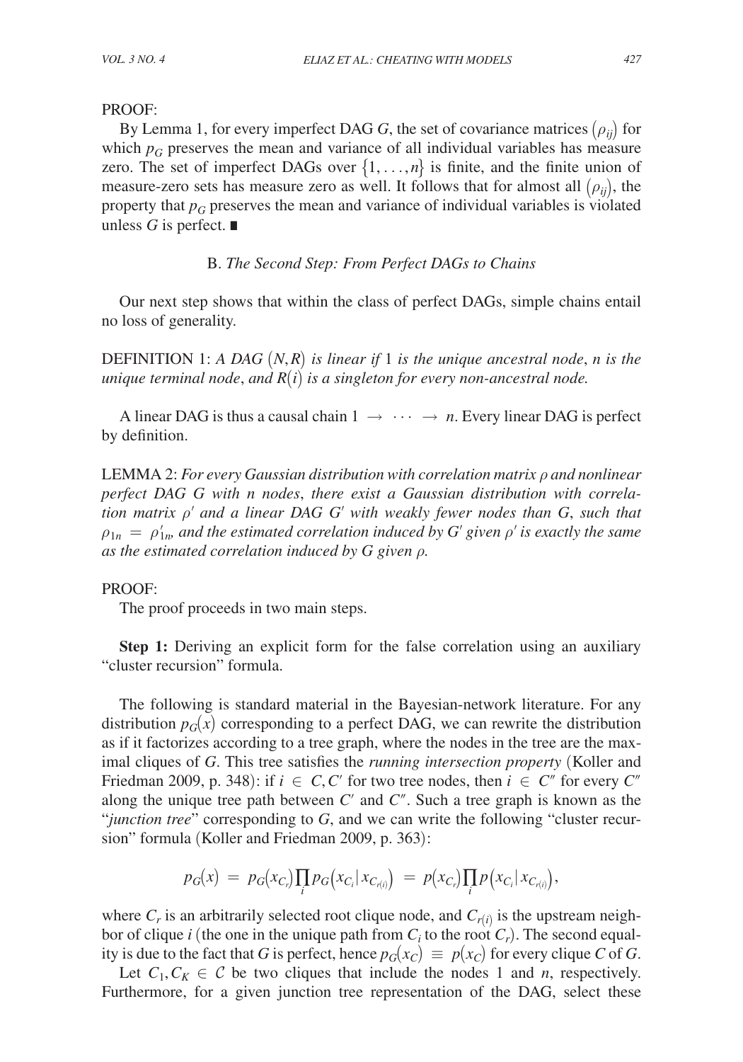PROOF:

By Lemma 1, for every imperfect DAG $G$, the set of covariance matrices $(\rho_{ij})$ for which $p_G$ preserves the mean and variance of all individual variables has measure zero. The set of imperfect DAGs over $\{1, \ldots, n\}$ is finite, and the finite union of measure-zero sets has measure zero as well. It follows that for almost all $(\rho_{ij})$, the property that $p_G$ preserves the mean and variance of individual variables is violated unless $G$ is perfect. ■

### B. *The Second Step: From Perfect DAGs to Chains*

Our next step shows that within the class of perfect DAGs, simple chains entail no loss of generality.

DEFINITION 1: *A DAG* $(N, R)$ *is linear if* 1 *is the unique ancestral node*, $n$ *is the unique terminal node*, *and* $R(i)$ *is a singleton for every non-ancestral node.*

A linear DAG is thus a causal chain $1 \rightarrow \cdots \rightarrow n$. Every linear DAG is perfect by definition.

LEMMA 2: *For every Gaussian distribution with correlation matrix* $\rho$ *and nonlinear perfect DAG* $G$ *with* $n$ *nodes*, *there exist a Gaussian distribution with correlation matrix* $\rho'$ *and a linear DAG* $G'$ *with weakly fewer nodes than* $G$, *such that* $\rho_{1n} = \rho'_{1n}$, *and the estimated correlation induced by* $G'$ *given* $\rho'$ *is exactly the same as the estimated correlation induced by* $G$ *given* $\rho$.

PROOF:

The proof proceeds in two main steps.

**Step 1:** Deriving an explicit form for the false correlation using an auxiliary "cluster recursion" formula.

The following is standard material in the Bayesian-network literature. For any distribution $p_G(x)$ corresponding to a perfect DAG, we can rewrite the distribution as if it factorizes according to a tree graph, where the nodes in the tree are the maximal cliques of $G$. This tree satisfies the *running intersection property* (Koller and Friedman 2009, p. 348): if $i \in C, C'$ for two tree nodes, then $i \in C''$ for every $C''$ along the unique tree path between $C'$ and $C''$. Such a tree graph is known as the "*junction tree*" corresponding to $G$, and we can write the following "cluster recursion" formula (Koller and Friedman 2009, p. 363):

$$p_G(x) = p_G(x_{C_r}) \prod_i p_G(x_{C_i} | x_{C_{r(i)}}) = p(x_{C_r}) \prod_i p(x_{C_i} | x_{C_{r(i)}}),$$

where $C_r$ is an arbitrarily selected root clique node, and $C_{r(i)}$ is the upstream neighbor of clique $i$ (the one in the unique path from $C_i$ to the root $C_r$). The second equality is due to the fact that $G$ is perfect, hence $p_G(x_C) \equiv p(x_C)$ for every clique $C$ of $G$.

Let $C_1, C_K \in \mathcal{C}$ be two cliques that include the nodes 1 and $n$, respectively. Furthermore, for a given junction tree representation of the DAG, select these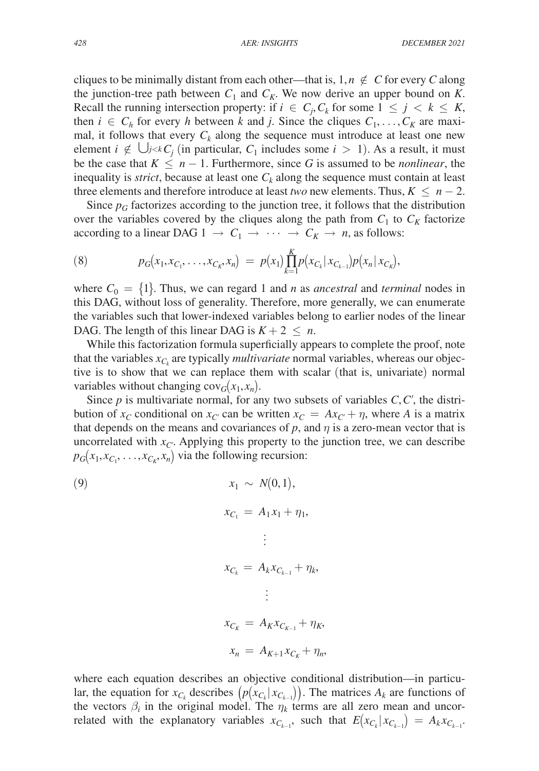cliques to be minimally distant from each other—that is, $1, n \notin C$ for every $C$ along the junction-tree path between $C_1$ and $C_K$. We now derive an upper bound on $K$. Recall the running intersection property: if $i \in C_j, C_k$ for some $1 \leq j < k \leq K$, then $i \in C_h$ for every $h$ between $k$ and $j$. Since the cliques $C_1, \ldots, C_K$ are maximal, it follows that every $C_k$ along the sequence must introduce at least one new element $i \notin \bigcup_{j<k} C_j$ (in particular, $C_1$ includes some $i > 1$). As a result, it must be the case that $K \leq n - 1$. Furthermore, since $G$ is assumed to be *nonlinear*, the inequality is *strict*, because at least one $C_k$ along the sequence must contain at least three elements and therefore introduce at least *two* new elements. Thus, $K \leq n - 2$.

Since $p_G$ factorizes according to the junction tree, it follows that the distribution over the variables covered by the cliques along the path from $C_1$ to $C_K$ factorize according to a linear DAG $1 \to C_1 \to \cdots \to C_K \to n$, as follows:

$$(8) \qquad p_G(x_1, x_{C_1}, \ldots, x_{C_K}, x_n) = p(x_1) \prod_{k=1}^{K} p(x_{C_k} | x_{C_{k-1}}) p(x_n | x_{C_K}),$$

where $C_0 = \{1\}$. Thus, we can regard 1 and $n$ as *ancestral* and *terminal* nodes in this DAG, without loss of generality. Therefore, more generally, we can enumerate the variables such that lower-indexed variables belong to earlier nodes of the linear DAG. The length of this linear DAG is $K + 2 \leq n$.

While this factorization formula superficially appears to complete the proof, note that the variables $x_{C_k}$ are typically *multivariate* normal variables, whereas our objective is to show that we can replace them with scalar (that is, univariate) normal variables without changing $\text{cov}_G(x_1, x_n)$.

Since $p$ is multivariate normal, for any two subsets of variables $C, C'$, the distribution of $x_C$ conditional on $x_{C'}$ can be written $x_C = A x_{C'} + \eta$, where $A$ is a matrix that depends on the means and covariances of $p$, and $\eta$ is a zero-mean vector that is uncorrelated with $x_{C'}$. Applying this property to the junction tree, we can describe $p_G(x_1, x_{C_1}, \ldots, x_{C_K}, x_n)$ via the following recursion:

$$(9) \qquad \begin{aligned} x_1 &\sim N(0,1), \\ x_{C_1} &= A_1 x_1 + \eta_1, \\ &\vdots \\ x_{C_k} &= A_k x_{C_{k-1}} + \eta_k, \\ &\vdots \\ x_{C_K} &= A_K x_{C_{K-1}} + \eta_K, \\ x_n &= A_{K+1} x_{C_K} + \eta_n, \end{aligned}$$

where each equation describes an objective conditional distribution—in particular, the equation for $x_{C_k}$ describes $\left(p(x_{C_k} | x_{C_{k-1}})\right)$. The matrices $A_k$ are functions of the vectors $\beta_i$ in the original model. The $\eta_k$ terms are all zero mean and uncorrelated with the explanatory variables $x_{C_{k-1}}$, such that $E(x_{C_k} | x_{C_{k-1}}) = A_k x_{C_{k-1}}$.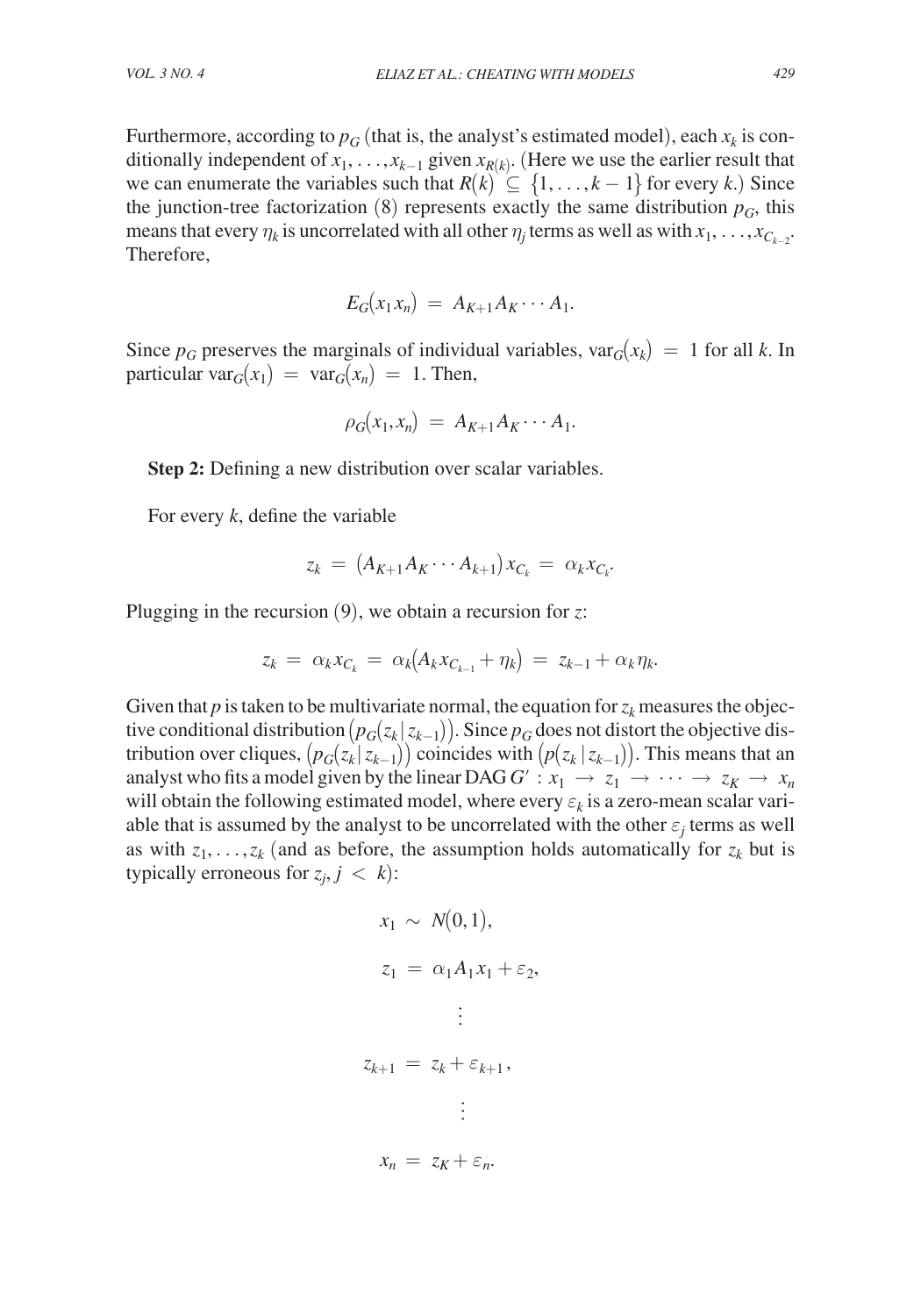Furthermore, according to $p_G$ (that is, the analyst's estimated model), each $x_k$ is conditionally independent of $x_1, \ldots, x_{k-1}$ given $x_{R(k)}$. (Here we use the earlier result that we can enumerate the variables such that $R(k) \subseteq \{1, \ldots, k-1\}$ for every $k$.) Since the junction-tree factorization (8) represents exactly the same distribution $p_G$, this means that every $\eta_k$ is uncorrelated with all other $\eta_j$ terms as well as with $x_1, \ldots, x_{C_{k-2}}$. Therefore,

$$E_G(x_1 x_n) = A_{K+1} A_K \cdots A_1.$$

Since $p_G$ preserves the marginals of individual variables, $\text{var}_G(x_k) = 1$ for all $k$. In particular $\text{var}_G(x_1) = \text{var}_G(x_n) = 1$. Then,

$$\rho_G(x_1, x_n) = A_{K+1} A_K \cdots A_1.$$

**Step 2:** Defining a new distribution over scalar variables.

For every $k$, define the variable

$$z_k = (A_{K+1} A_K \cdots A_{k+1}) x_{C_k} = \alpha_k x_{C_k}.$$

Plugging in the recursion (9), we obtain a recursion for $z$:

$$z_k = \alpha_k x_{C_k} = \alpha_k (A_k x_{C_{k-1}} + \eta_k) = z_{k-1} + \alpha_k \eta_k.$$

Given that $p$ is taken to be multivariate normal, the equation for $z_k$ measures the objective conditional distribution $(p_G(z_k \mid z_{k-1}))$. Since $p_G$ does not distort the objective distribution over cliques, $(p_G(z_k \mid z_{k-1}))$ coincides with $(p(z_k \mid z_{k-1}))$. This means that an analyst who fits a model given by the linear DAG $G' : x_1 \to z_1 \to \cdots \to z_K \to x_n$ will obtain the following estimated model, where every $\varepsilon_k$ is a zero-mean scalar variable that is assumed by the analyst to be uncorrelated with the other $\varepsilon_j$ terms as well as with $z_1, \ldots, z_k$ (and as before, the assumption holds automatically for $z_k$ but is typically erroneous for $z_j, j < k$):

$$x_1 \sim N(0,1),$$

$$z_1 = \alpha_1 A_1 x_1 + \varepsilon_2,$$

$$\vdots$$

$$z_{k+1} = z_k + \varepsilon_{k+1},$$

$$\vdots$$

$$x_n = z_K + \varepsilon_n.$$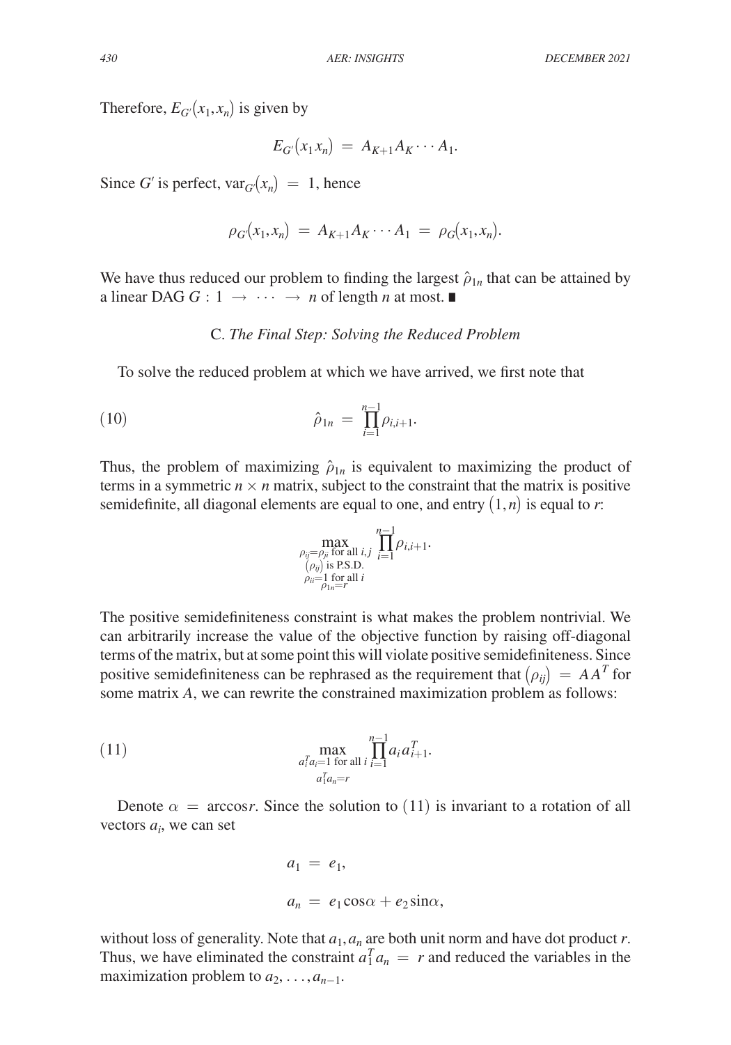Therefore, $E_{G'}(x_1, x_n)$ is given by

$$E_{G'}(x_1 x_n) = A_{K+1} A_K \cdots A_1.$$

Since $G'$ is perfect, $\text{var}_{G'}(x_n) = 1$, hence

$$\rho_{G'}(x_1, x_n) = A_{K+1} A_K \cdots A_1 = \rho_G(x_1, x_n).$$

We have thus reduced our problem to finding the largest $\hat{\rho}_{1n}$ that can be attained by a linear DAG $G : 1 \to \cdots \to n$ of length $n$ at most. ■

### C. *The Final Step: Solving the Reduced Problem*

To solve the reduced problem at which we have arrived, we first note that

$$\hat{\rho}_{1n} = \prod_{i=1}^{n-1} \rho_{i,i+1}. \tag{10}$$

Thus, the problem of maximizing $\hat{\rho}_{1n}$ is equivalent to maximizing the product of terms in a symmetric $n \times n$ matrix, subject to the constraint that the matrix is positive semidefinite, all diagonal elements are equal to one, and entry $(1, n)$ is equal to $r$:

$$\max_{\substack{\rho_{ij} = \rho_{ji} \text{ for all } i,j \\ (\rho_{ij}) \text{ is P.S.D.} \\ \rho_{ii} = 1 \text{ for all } i \\ \rho_{1n} = r}} \prod_{i=1}^{n-1} \rho_{i,i+1}.$$

The positive semidefiniteness constraint is what makes the problem nontrivial. We can arbitrarily increase the value of the objective function by raising off-diagonal terms of the matrix, but at some point this will violate positive semidefiniteness. Since positive semidefiniteness can be rephrased as the requirement that $(\rho_{ij}) = AA^T$ for some matrix $A$, we can rewrite the constrained maximization problem as follows:

$$\max_{\substack{a_i^T a_i = 1 \text{ for all } i \\ a_1^T a_n = r}} \prod_{i=1}^{n-1} a_i a_{i+1}^T. \tag{11}$$

Denote $\alpha = \arccos r$. Since the solution to (11) is invariant to a rotation of all vectors $a_i$, we can set

$$a_1 = e_1,$$

$$a_n = e_1 \cos\alpha + e_2 \sin\alpha,$$

without loss of generality. Note that $a_1, a_n$ are both unit norm and have dot product $r$. Thus, we have eliminated the constraint $a_1^T a_n = r$ and reduced the variables in the maximization problem to $a_2, \ldots, a_{n-1}$.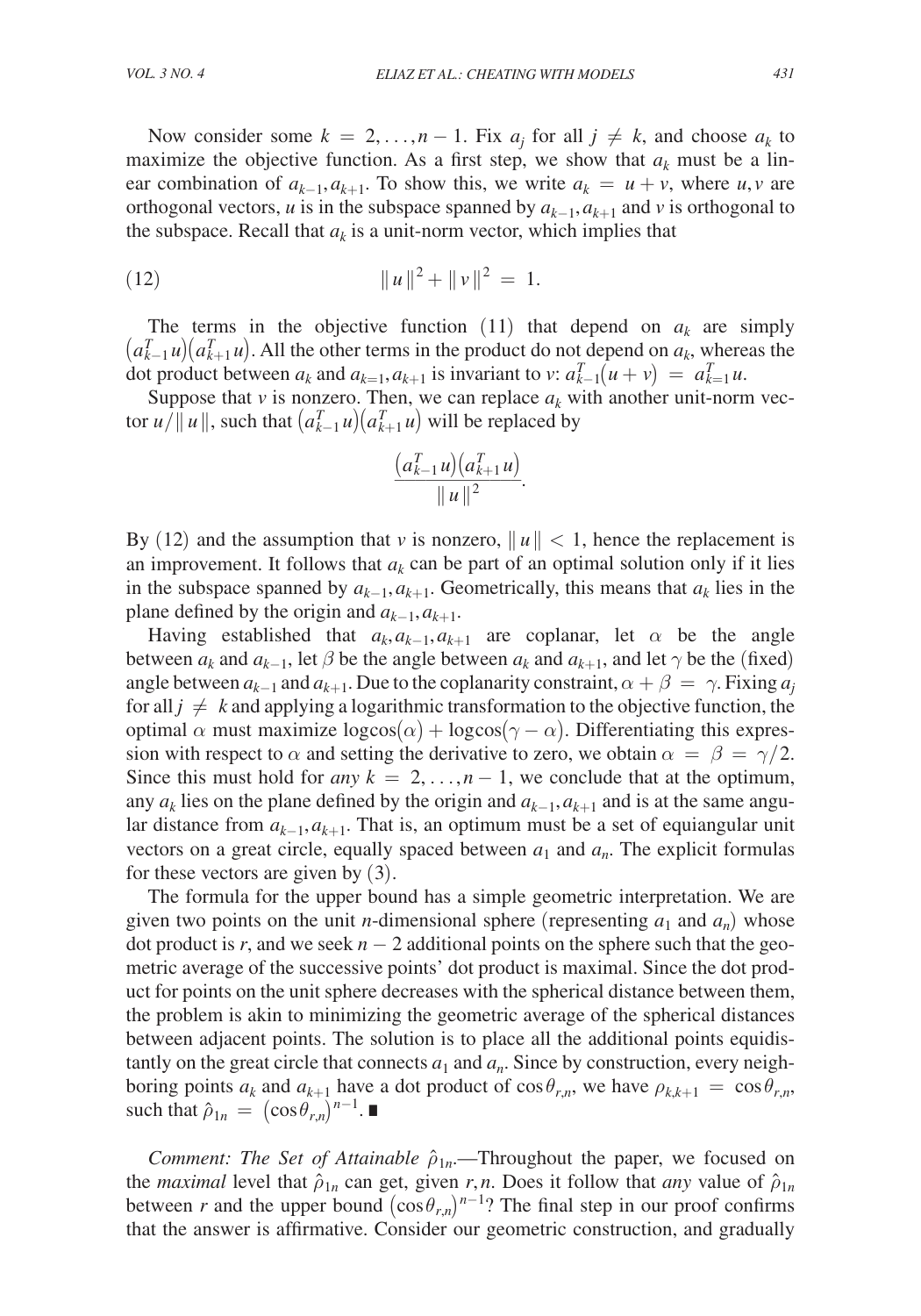Now consider some $k = 2, \ldots, n-1$. Fix $a_j$ for all $j \neq k$, and choose $a_k$ to maximize the objective function. As a first step, we show that $a_k$ must be a linear combination of $a_{k-1}, a_{k+1}$. To show this, we write $a_k = u + v$, where $u, v$ are orthogonal vectors, $u$ is in the subspace spanned by $a_{k-1}, a_{k+1}$ and $v$ is orthogonal to the subspace. Recall that $a_k$ is a unit-norm vector, which implies that

$$\|u\|^2 + \|v\|^2 = 1. \tag{12}$$

The terms in the objective function (11) that depend on $a_k$ are simply $(a_{k-1}^T u)(a_{k+1}^T u)$. All the other terms in the product do not depend on $a_k$, whereas the dot product between $a_k$ and $a_{k=1}, a_{k+1}$ is invariant to $v$: $a_{k-1}^T(u+v) = a_{k=1}^T u$.

Suppose that $v$ is nonzero. Then, we can replace $a_k$ with another unit-norm vector $u/\|u\|$, such that $(a_{k-1}^T u)(a_{k+1}^T u)$ will be replaced by

$$\frac{(a_{k-1}^T u)(a_{k+1}^T u)}{\|u\|^2}.$$

By (12) and the assumption that $v$ is nonzero, $\|u\| < 1$, hence the replacement is an improvement. It follows that $a_k$ can be part of an optimal solution only if it lies in the subspace spanned by $a_{k-1}, a_{k+1}$. Geometrically, this means that $a_k$ lies in the plane defined by the origin and $a_{k-1}, a_{k+1}$.

Having established that $a_k, a_{k-1}, a_{k+1}$ are coplanar, let $\alpha$ be the angle between $a_k$ and $a_{k-1}$, let $\beta$ be the angle between $a_k$ and $a_{k+1}$, and let $\gamma$ be the (fixed) angle between $a_{k-1}$ and $a_{k+1}$. Due to the coplanarity constraint, $\alpha + \beta = \gamma$. Fixing $a_j$ for all $j \neq k$ and applying a logarithmic transformation to the objective function, the optimal $\alpha$ must maximize $\log\cos(\alpha) + \log\cos(\gamma - \alpha)$. Differentiating this expression with respect to $\alpha$ and setting the derivative to zero, we obtain $\alpha = \beta = \gamma/2$. Since this must hold for *any* $k = 2, \ldots, n-1$, we conclude that at the optimum, any $a_k$ lies on the plane defined by the origin and $a_{k-1}, a_{k+1}$ and is at the same angular distance from $a_{k-1}, a_{k+1}$. That is, an optimum must be a set of equiangular unit vectors on a great circle, equally spaced between $a_1$ and $a_n$. The explicit formulas for these vectors are given by (3).

The formula for the upper bound has a simple geometric interpretation. We are given two points on the unit $n$-dimensional sphere (representing $a_1$ and $a_n$) whose dot product is $r$, and we seek $n-2$ additional points on the sphere such that the geometric average of the successive points' dot product is maximal. Since the dot product for points on the unit sphere decreases with the spherical distance between them, the problem is akin to minimizing the geometric average of the spherical distances between adjacent points. The solution is to place all the additional points equidistantly on the great circle that connects $a_1$ and $a_n$. Since by construction, every neighboring points $a_k$ and $a_{k+1}$ have a dot product of $\cos\theta_{r,n}$, we have $\rho_{k,k+1} = \cos\theta_{r,n}$, such that $\hat{\rho}_{1n} = (\cos\theta_{r,n})^{n-1}$. ∎

*Comment: The Set of Attainable* $\hat{\rho}_{1n}$.—Throughout the paper, we focused on the *maximal* level that $\hat{\rho}_{1n}$ can get, given $r, n$. Does it follow that *any* value of $\hat{\rho}_{1n}$ between $r$ and the upper bound $(\cos\theta_{r,n})^{n-1}$? The final step in our proof confirms that the answer is affirmative. Consider our geometric construction, and gradually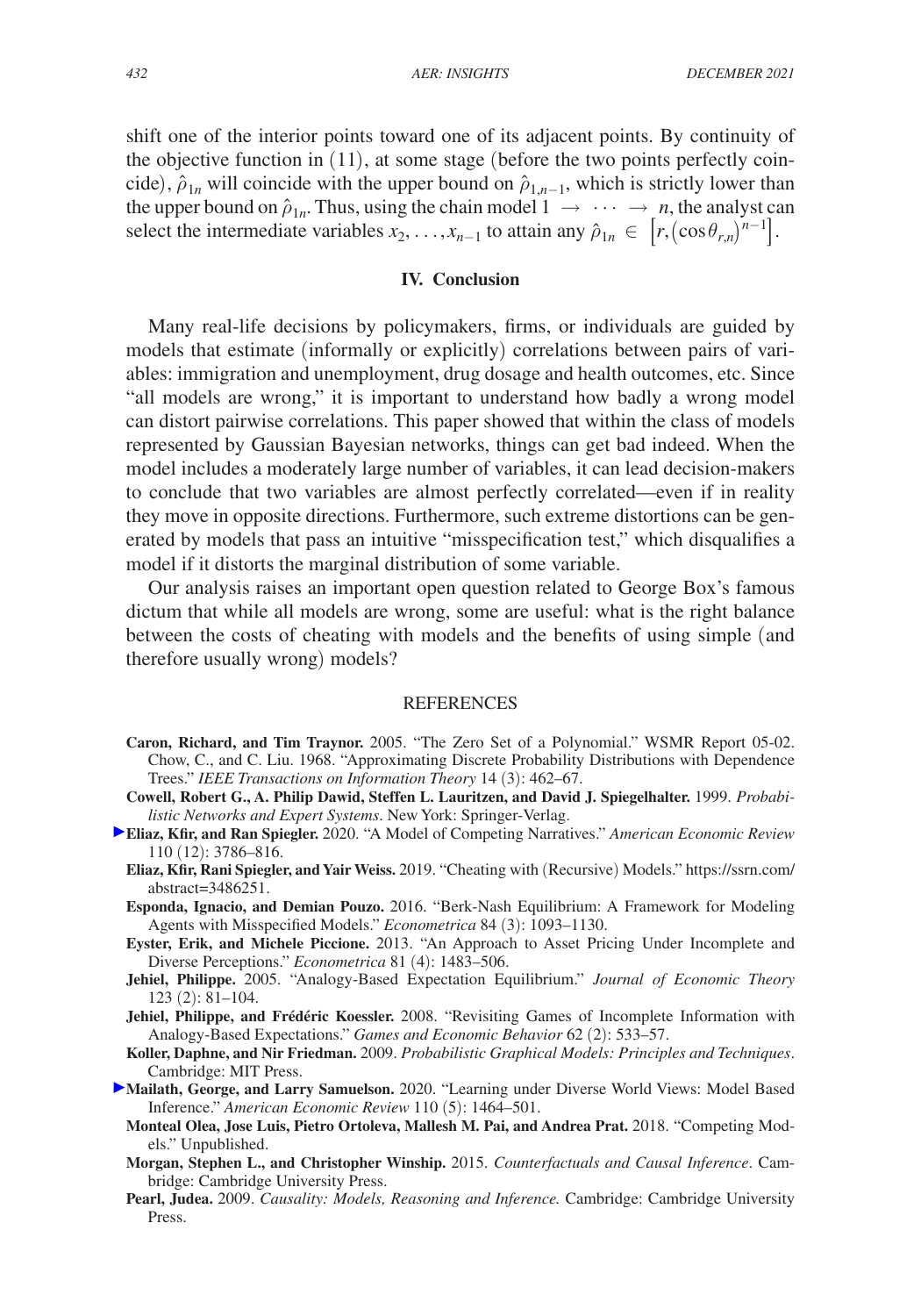shift one of the interior points toward one of its adjacent points. By continuity of the objective function in (11), at some stage (before the two points perfectly coincide), $\hat{\rho}_{1n}$ will coincide with the upper bound on $\hat{\rho}_{1,n-1}$, which is strictly lower than the upper bound on $\hat{\rho}_{1n}$. Thus, using the chain model $1 \rightarrow \cdots \rightarrow n$, the analyst can select the intermediate variables $x_2, \ldots, x_{n-1}$ to attain any $\hat{\rho}_{1n} \in \left[r, (\cos\theta_{r,n})^{n-1}\right]$.

## IV. Conclusion

Many real-life decisions by policymakers, firms, or individuals are guided by models that estimate (informally or explicitly) correlations between pairs of variables: immigration and unemployment, drug dosage and health outcomes, etc. Since "all models are wrong," it is important to understand how badly a wrong model can distort pairwise correlations. This paper showed that within the class of models represented by Gaussian Bayesian networks, things can get bad indeed. When the model includes a moderately large number of variables, it can lead decision-makers to conclude that two variables are almost perfectly correlated—even if in reality they move in opposite directions. Furthermore, such extreme distortions can be generated by models that pass an intuitive "misspecification test," which disqualifies a model if it distorts the marginal distribution of some variable.

Our analysis raises an important open question related to George Box's famous dictum that while all models are wrong, some are useful: what is the right balance between the costs of cheating with models and the benefits of using simple (and therefore usually wrong) models?

## REFERENCES

**Caron, Richard, and Tim Traynor.** 2005. "The Zero Set of a Polynomial." WSMR Report 05-02.

Chow, C., and C. Liu. 1968. "Approximating Discrete Probability Distributions with Dependence Trees." *IEEE Transactions on Information Theory* 14 (3): 462–67.

**Cowell, Robert G., A. Philip Dawid, Steffen L. Lauritzen, and David J. Spiegelhalter.** 1999. *Probabilistic Networks and Expert Systems*. New York: Springer-Verlag.

**Eliaz, Kfir, and Ran Spiegler.** 2020. "A Model of Competing Narratives." *American Economic Review* 110 (12): 3786–816.

**Eliaz, Kfir, Rani Spiegler, and Yair Weiss.** 2019. "Cheating with (Recursive) Models." https://ssrn.com/abstract=3486251.

**Esponda, Ignacio, and Demian Pouzo.** 2016. "Berk-Nash Equilibrium: A Framework for Modeling Agents with Misspecified Models." *Econometrica* 84 (3): 1093–1130.

**Eyster, Erik, and Michele Piccione.** 2013. "An Approach to Asset Pricing Under Incomplete and Diverse Perceptions." *Econometrica* 81 (4): 1483–506.

**Jehiel, Philippe.** 2005. "Analogy-Based Expectation Equilibrium." *Journal of Economic Theory* 123 (2): 81–104.

**Jehiel, Philippe, and Frédéric Koessler.** 2008. "Revisiting Games of Incomplete Information with Analogy-Based Expectations." *Games and Economic Behavior* 62 (2): 533–57.

**Koller, Daphne, and Nir Friedman.** 2009. *Probabilistic Graphical Models: Principles and Techniques*. Cambridge: MIT Press.

**Mailath, George, and Larry Samuelson.** 2020. "Learning under Diverse World Views: Model Based Inference." *American Economic Review* 110 (5): 1464–501.

**Monteal Olea, Jose Luis, Pietro Ortoleva, Mallesh M. Pai, and Andrea Prat.** 2018. "Competing Models." Unpublished.

**Morgan, Stephen L., and Christopher Winship.** 2015. *Counterfactuals and Causal Inference*. Cambridge: Cambridge University Press.

**Pearl, Judea.** 2009. *Causality: Models, Reasoning and Inference.* Cambridge: Cambridge University Press.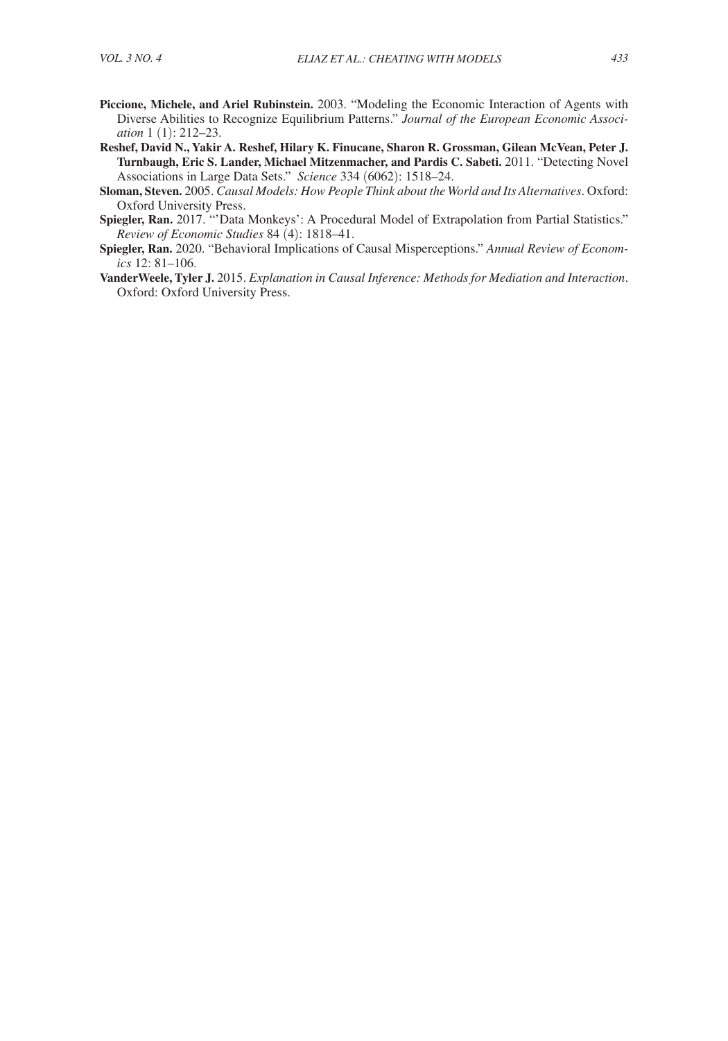**Piccione, Michele, and Ariel Rubinstein.** 2003. "Modeling the Economic Interaction of Agents with Diverse Abilities to Recognize Equilibrium Patterns." *Journal of the European Economic Association* 1 (1): 212–23.

**Reshef, David N., Yakir A. Reshef, Hilary K. Finucane, Sharon R. Grossman, Gilean McVean, Peter J. Turnbaugh, Eric S. Lander, Michael Mitzenmacher, and Pardis C. Sabeti.** 2011. "Detecting Novel Associations in Large Data Sets." *Science* 334 (6062): 1518–24.

**Sloman, Steven.** 2005. *Causal Models: How People Think about the World and Its Alternatives*. Oxford: Oxford University Press.

**Spiegler, Ran.** 2017. "'Data Monkeys': A Procedural Model of Extrapolation from Partial Statistics." *Review of Economic Studies* 84 (4): 1818–41.

**Spiegler, Ran.** 2020. "Behavioral Implications of Causal Misperceptions." *Annual Review of Economics* 12: 81–106.

**VanderWeele, Tyler J.** 2015. *Explanation in Causal Inference: Methods for Mediation and Interaction*. Oxford: Oxford University Press.